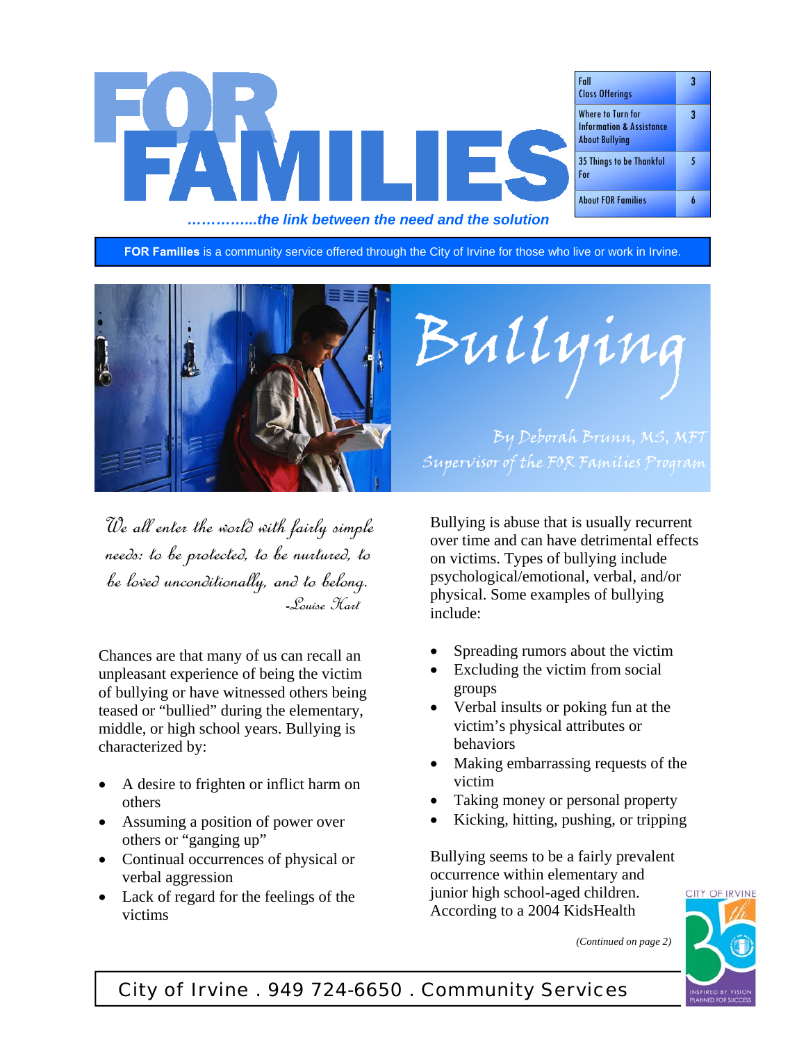# FOR FAMILIES

*...............the link between the need and the solution*

| | |
|---|---|
| Fall Class Offerings | 3 |
| Where to Turn for Information & Assistance About Bullying | 3 |
| 35 Things to be Thankful For | 5 |
| About FOR Families | 6 |

**FOR Families** is a community service offered through the City of Irvine for those who live or work in Irvine.

# Bullying

*By Deborah Brunn, MS, MFT*
*Supervisor of the FOR Families Program*

*We all enter the world with fairly simple needs: to be protected, to be nurtured, to be loved unconditionally, and to belong.*
*-Louise Hart*

Chances are that many of us can recall an unpleasant experience of being the victim of bullying or have witnessed others being teased or "bullied" during the elementary, middle, or high school years. Bullying is characterized by:

- A desire to frighten or inflict harm on others
- Assuming a position of power over others or "ganging up"
- Continual occurrences of physical or verbal aggression
- Lack of regard for the feelings of the victims

Bullying is abuse that is usually recurrent over time and can have detrimental effects on victims. Types of bullying include psychological/emotional, verbal, and/or physical. Some examples of bullying include:

- Spreading rumors about the victim
- Excluding the victim from social groups
- Verbal insults or poking fun at the victim's physical attributes or behaviors
- Making embarrassing requests of the victim
- Taking money or personal property
- Kicking, hitting, pushing, or tripping

Bullying seems to be a fairly prevalent occurrence within elementary and junior high school-aged children. According to a 2004 KidsHealth

*(Continued on page 2)*

City of Irvine . 949 724-6650 . Community Services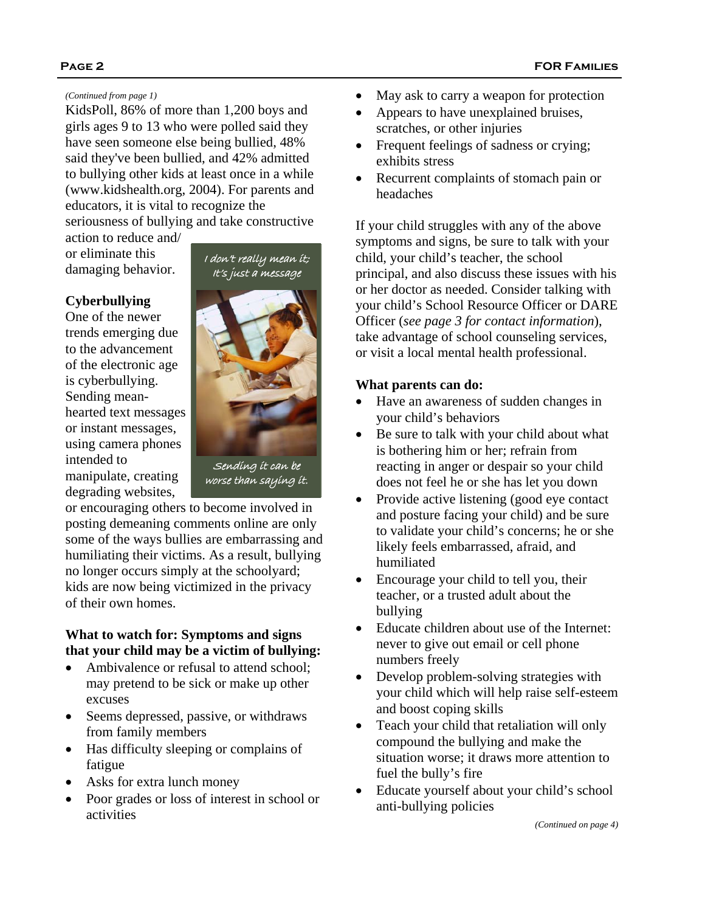*(Continued from page 1)*

KidsPoll, 86% of more than 1,200 boys and girls ages 9 to 13 who were polled said they have seen someone else being bullied, 48% said they've been bullied, and 42% admitted to bullying other kids at least once in a while (www.kidshealth.org, 2004). For parents and educators, it is vital to recognize the seriousness of bullying and take constructive action to reduce and/or eliminate this damaging behavior.

I don't really mean it; It's just a message

Sending it can be worse than saying it.

**Cyberbullying**

One of the newer trends emerging due to the advancement of the electronic age is cyberbullying. Sending mean-hearted text messages or instant messages, using camera phones intended to manipulate, creating degrading websites, or encouraging others to become involved in posting demeaning comments online are only some of the ways bullies are embarrassing and humiliating their victims. As a result, bullying no longer occurs simply at the schoolyard; kids are now being victimized in the privacy of their own homes.

**What to watch for: Symptoms and signs that your child may be a victim of bullying:**

- Ambivalence or refusal to attend school; may pretend to be sick or make up other excuses
- Seems depressed, passive, or withdraws from family members
- Has difficulty sleeping or complains of fatigue
- Asks for extra lunch money
- Poor grades or loss of interest in school or activities
- May ask to carry a weapon for protection
- Appears to have unexplained bruises, scratches, or other injuries
- Frequent feelings of sadness or crying; exhibits stress
- Recurrent complaints of stomach pain or headaches

If your child struggles with any of the above symptoms and signs, be sure to talk with your child, your child's teacher, the school principal, and also discuss these issues with his or her doctor as needed. Consider talking with your child's School Resource Officer or DARE Officer (*see page 3 for contact information*), take advantage of school counseling services, or visit a local mental health professional.

**What parents can do:**

- Have an awareness of sudden changes in your child's behaviors
- Be sure to talk with your child about what is bothering him or her; refrain from reacting in anger or despair so your child does not feel he or she has let you down
- Provide active listening (good eye contact and posture facing your child) and be sure to validate your child's concerns; he or she likely feels embarrassed, afraid, and humiliated
- Encourage your child to tell you, their teacher, or a trusted adult about the bullying
- Educate children about use of the Internet: never to give out email or cell phone numbers freely
- Develop problem-solving strategies with your child which will help raise self-esteem and boost coping skills
- Teach your child that retaliation will only compound the bullying and make the situation worse; it draws more attention to fuel the bully's fire
- Educate yourself about your child's school anti-bullying policies

*(Continued on page 4)*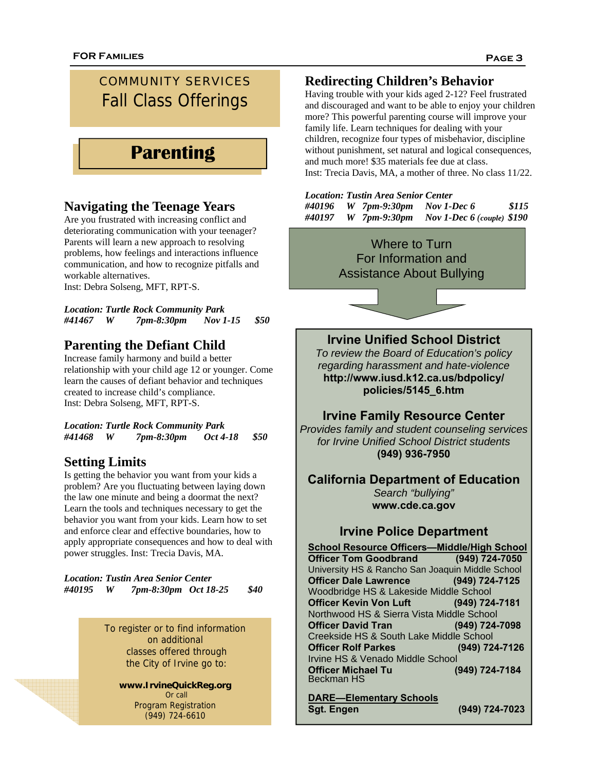# COMMUNITY SERVICES
# Fall Class Offerings

## Parenting

### Navigating the Teenage Years

Are you frustrated with increasing conflict and deteriorating communication with your teenager? Parents will learn a new approach to resolving problems, how feelings and interactions influence communication, and how to recognize pitfalls and workable alternatives.
Inst: Debra Solseng, MFT, RPT-S.

***Location: Turtle Rock Community Park***
***#41467 W 7pm-8:30pm Nov 1-15 $50***

### Parenting the Defiant Child

Increase family harmony and build a better relationship with your child age 12 or younger. Come learn the causes of defiant behavior and techniques created to increase child's compliance.
Inst: Debra Solseng, MFT, RPT-S.

***Location: Turtle Rock Community Park***
***#41468 W 7pm-8:30pm Oct 4-18 $50***

### Setting Limits

Is getting the behavior you want from your kids a problem? Are you fluctuating between laying down the law one minute and being a doormat the next? Learn the tools and techniques necessary to get the behavior you want from your kids. Learn how to set and enforce clear and effective boundaries, how to apply appropriate consequences and how to deal with power struggles. Inst: Trecia Davis, MA.

***Location: Tustin Area Senior Center***
***#40195 W 7pm-8:30pm Oct 18-25 $40***

To register or to find information on additional classes offered through the City of Irvine go to:

**www.IrvineQuickReg.org**
Or call
Program Registration
(949) 724-6610

### Redirecting Children's Behavior

Having trouble with your kids aged 2-12? Feel frustrated and discouraged and want to be able to enjoy your children more? This powerful parenting course will improve your family life. Learn techniques for dealing with your children, recognize four types of misbehavior, discipline without punishment, set natural and logical consequences, and much more! $35 materials fee due at class.
Inst: Trecia Davis, MA, a mother of three. No class 11/22.

***Location: Tustin Area Senior Center***
***#40196 W 7pm-9:30pm Nov 1-Dec 6 $115***
***#40197 W 7pm-9:30pm Nov 1-Dec 6 (couple) $190***

## Where to Turn For Information and Assistance About Bullying

### Irvine Unified School District

*To review the Board of Education's policy regarding harassment and hate-violence*
**http://www.iusd.k12.ca.us/bdpolicy/policies/5145_6.htm**

### Irvine Family Resource Center

*Provides family and student counseling services for Irvine Unified School District students*
**(949) 936-7950**

### California Department of Education

*Search "bullying"*
**www.cde.ca.gov**

### Irvine Police Department

**School Resource Officers—Middle/High School**

**Officer Tom Goodbrand (949) 724-7050**
University HS & Rancho San Joaquin Middle School
**Officer Dale Lawrence (949) 724-7125**
Woodbridge HS & Lakeside Middle School
**Officer Kevin Von Luft (949) 724-7181**
Northwood HS & Sierra Vista Middle School
**Officer David Tran (949) 724-7098**
Creekside HS & South Lake Middle School
**Officer Rolf Parkes (949) 724-7126**
Irvine HS & Venado Middle School
**Officer Michael Tu (949) 724-7184**
Beckman HS

**DARE—Elementary Schools**
**Sgt. Engen (949) 724-7023**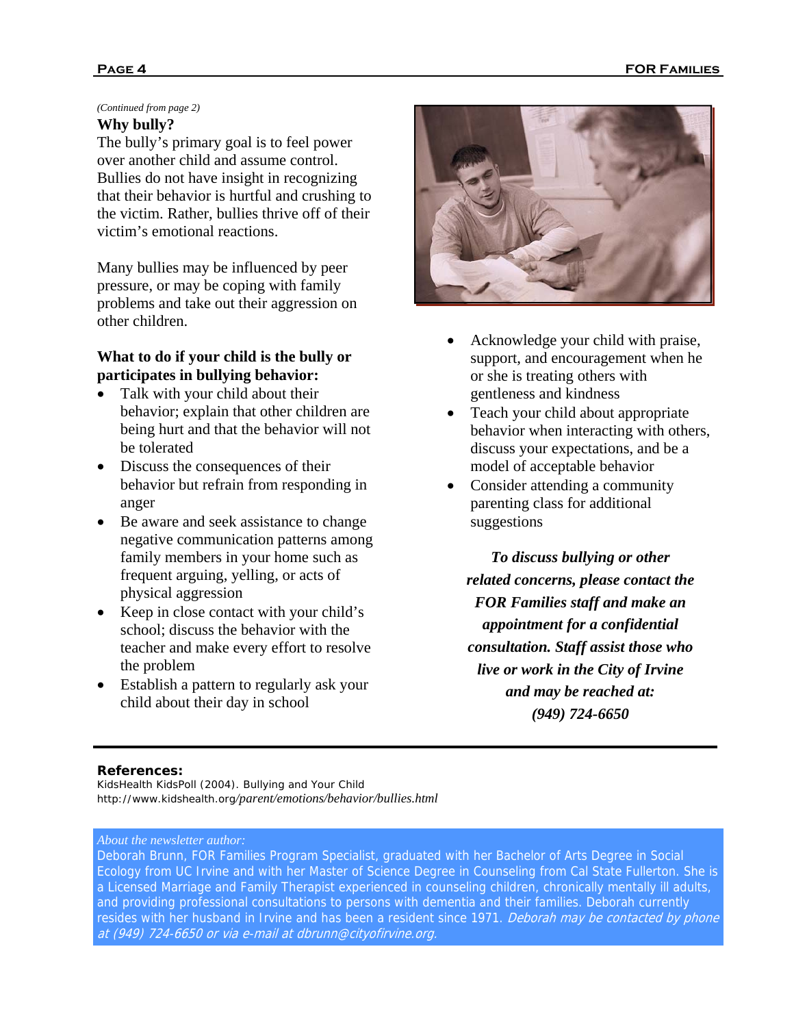*(Continued from page 2)*

**Why bully?**

The bully's primary goal is to feel power over another child and assume control. Bullies do not have insight in recognizing that their behavior is hurtful and crushing to the victim. Rather, bullies thrive off of their victim's emotional reactions.

Many bullies may be influenced by peer pressure, or may be coping with family problems and take out their aggression on other children.

**What to do if your child is the bully or participates in bullying behavior:**

- Talk with your child about their behavior; explain that other children are being hurt and that the behavior will not be tolerated
- Discuss the consequences of their behavior but refrain from responding in anger
- Be aware and seek assistance to change negative communication patterns among family members in your home such as frequent arguing, yelling, or acts of physical aggression
- Keep in close contact with your child's school; discuss the behavior with the teacher and make every effort to resolve the problem
- Establish a pattern to regularly ask your child about their day in school
- Acknowledge your child with praise, support, and encouragement when he or she is treating others with gentleness and kindness
- Teach your child about appropriate behavior when interacting with others, discuss your expectations, and be a model of acceptable behavior
- Consider attending a community parenting class for additional suggestions

***To discuss bullying or other related concerns, please contact the FOR Families staff and make an appointment for a confidential consultation. Staff assist those who live or work in the City of Irvine and may be reached at: (949) 724-6650***

**References:**

KidsHealth KidsPoll (2004). Bullying and Your Child
http://www.kidshealth.org/*parent/emotions/behavior/bullies.html*

*About the newsletter author:*

Deborah Brunn, FOR Families Program Specialist, graduated with her Bachelor of Arts Degree in Social Ecology from UC Irvine and with her Master of Science Degree in Counseling from Cal State Fullerton. She is a Licensed Marriage and Family Therapist experienced in counseling children, chronically mentally ill adults, and providing professional consultations to persons with dementia and their families. Deborah currently resides with her husband in Irvine and has been a resident since 1971. *Deborah may be contacted by phone at (949) 724-6650 or via e-mail at dbrunn@cityofirvine.org.*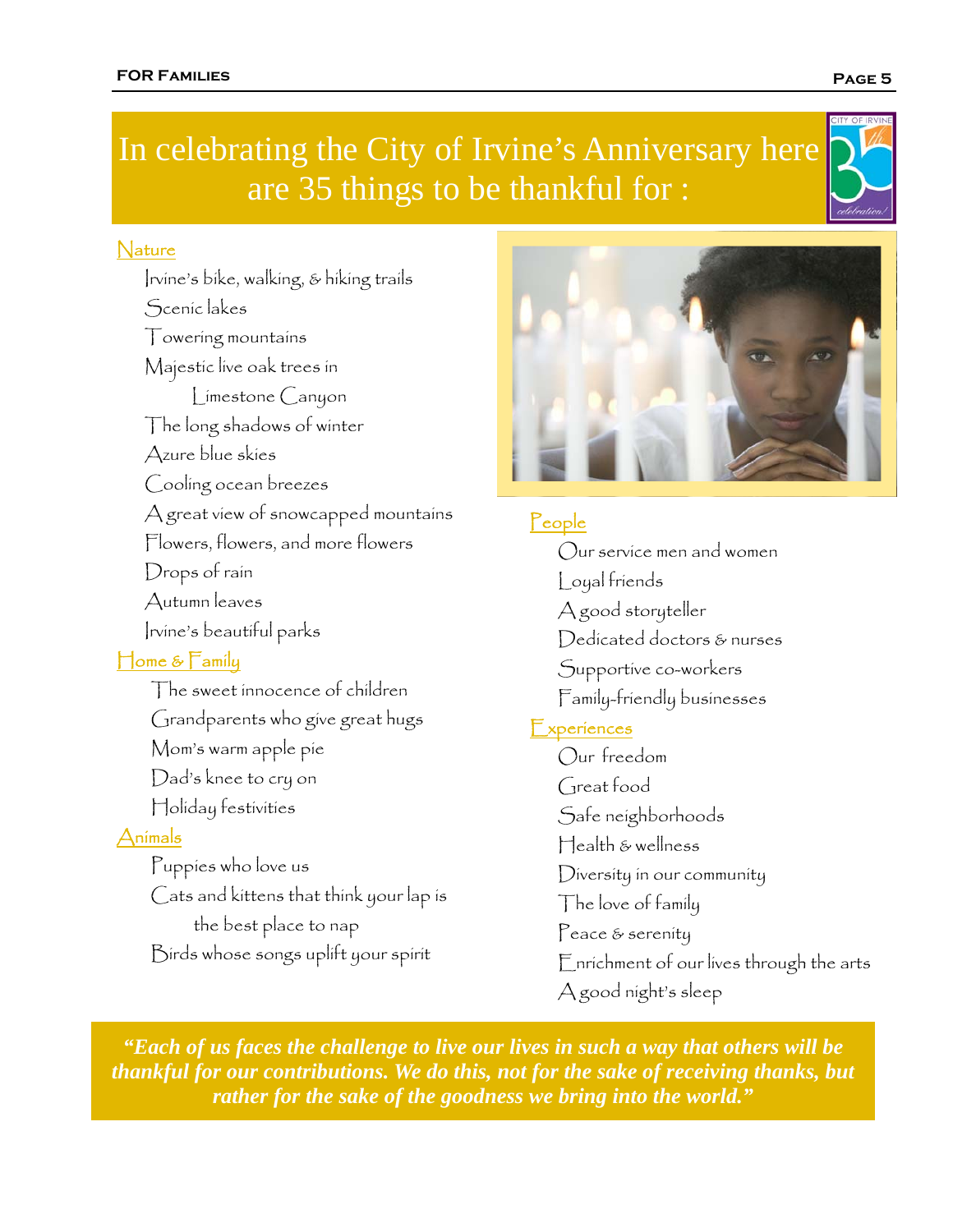# In celebrating the City of Irvine's Anniversary here are 35 things to be thankful for :

## Nature

- Irvine's bike, walking, & hiking trails
- Scenic lakes
- Towering mountains
- Majestic live oak trees in Limestone Canyon
- The long shadows of winter
- Azure blue skies
- Cooling ocean breezes
- A great view of snowcapped mountains
- Flowers, flowers, and more flowers
- Drops of rain
- Autumn leaves
- Irvine's beautiful parks

## Home & Family

- The sweet innocence of children
- Grandparents who give great hugs
- Mom's warm apple pie
- Dad's knee to cry on
- Holiday festivities

## Animals

- Puppies who love us
- Cats and kittens that think your lap is the best place to nap
- Birds whose songs uplift your spirit

## People

- Our service men and women
- Loyal friends
- A good storyteller
- Dedicated doctors & nurses
- Supportive co-workers
- Family-friendly businesses

## Experiences

- Our freedom
- Great food
- Safe neighborhoods
- Health & wellness
- Diversity in our community
- The love of family
- Peace & serenity
- Enrichment of our lives through the arts
- A good night's sleep

***"Each of us faces the challenge to live our lives in such a way that others will be thankful for our contributions. We do this, not for the sake of receiving thanks, but rather for the sake of the goodness we bring into the world."***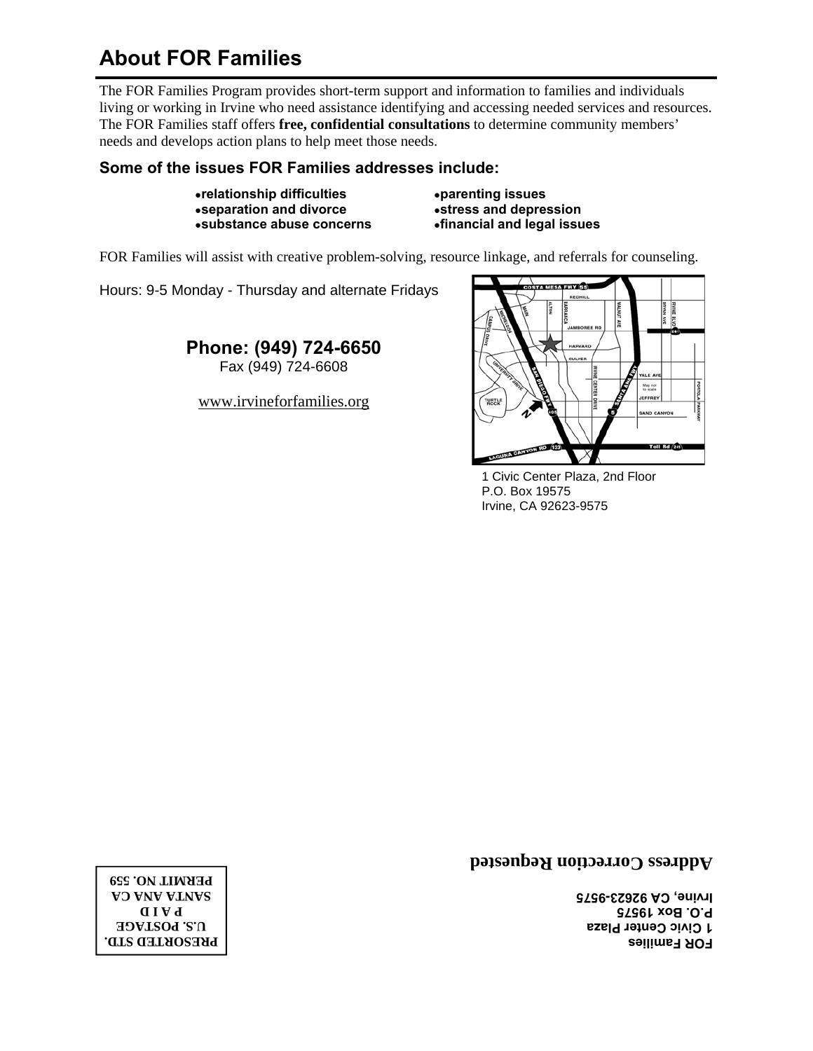# About FOR Families

The FOR Families Program provides short-term support and information to families and individuals living or working in Irvine who need assistance identifying and accessing needed services and resources. The FOR Families staff offers **free, confidential consultations** to determine community members' needs and develops action plans to help meet those needs.

## Some of the issues FOR Families addresses include:

- **relationship difficulties**
- **separation and divorce**
- **substance abuse concerns**
- **parenting issues**
- **stress and depression**
- **financial and legal issues**

FOR Families will assist with creative problem-solving, resource linkage, and referrals for counseling.

Hours: 9-5 Monday - Thursday and alternate Fridays

**Phone: (949) 724-6650**
Fax (949) 724-6608

www.irvineforfamilies.org

COSTA MESA FWY 55
REDHILL
MAIN
MICHELSON
CAMPUS DRIVE
ALTON
BARRANCA
JAMBOREE RD
HARVARD
CULVER
WALNUT AVE
BRYAN AVE
IRVINE BLVD
261
UNIVERSITY DRIVE
SAN DIEGO FWY
IRVINE CENTER DRIVE
SANTA ANA FWY
YALE AVE
Map not to scale
JEFFREY
PORTOLA PARKWAY
TURTLE ROCK
N
405
5
SAND CANYON
LAGUNA CANYON RD 133
Toll Rd 241

1 Civic Center Plaza, 2nd Floor
P.O. Box 19575
Irvine, CA 92623-9575

**Address Correction Requested**

**FOR Families**
**1 Civic Center Plaza**
**P.O. Box 19575**
**Irvine, CA 92623-9575**

**PRESORTED STD.**
**U.S. POSTAGE**
**P A I D**
**SANTA ANA CA**
**PERMIT NO. 559**